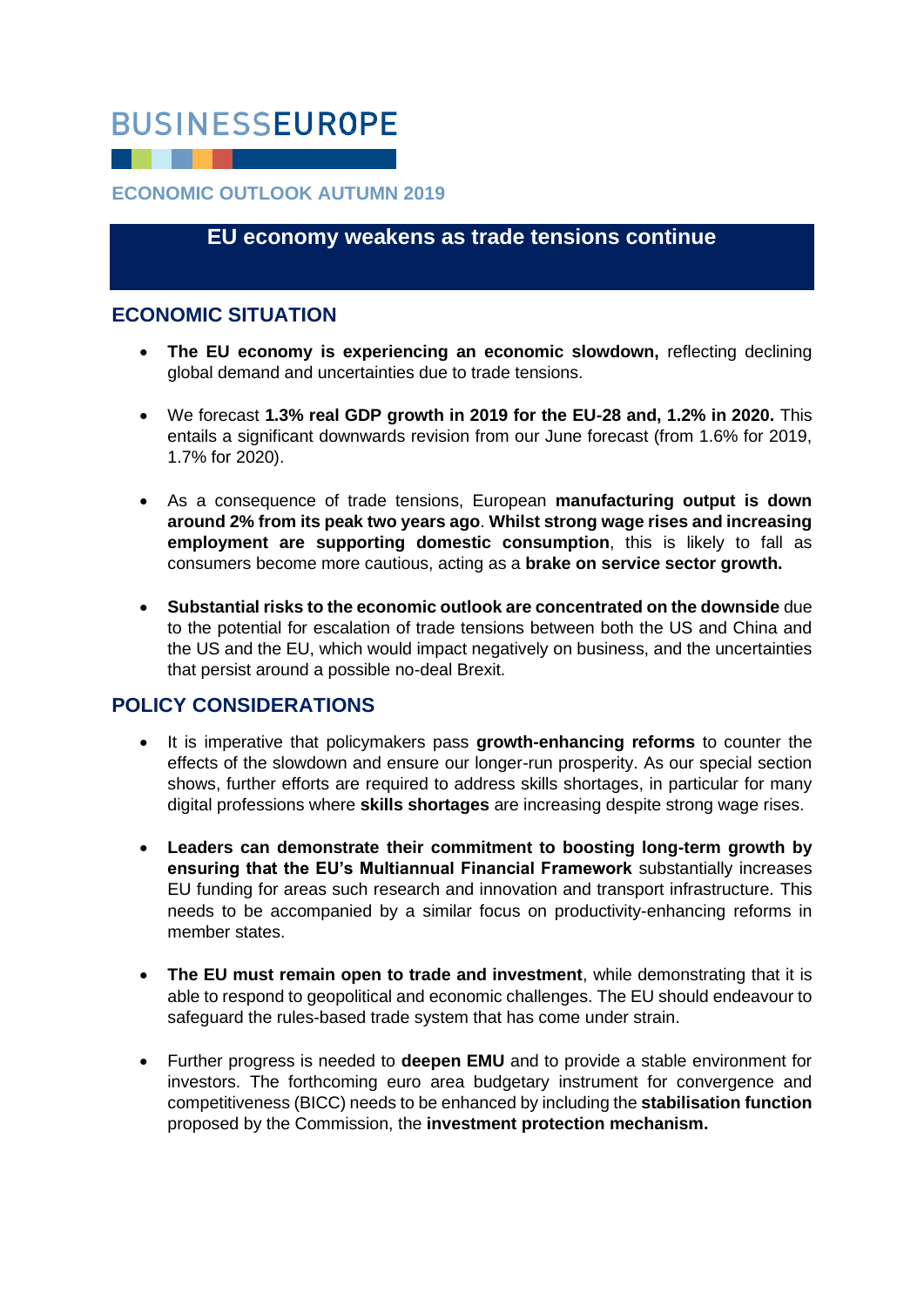# BUSINESSEUROPE

## ECONOMIC OUTLOOK AUTUMN 2019

## EU economy weakens as trade tensions continue

## ECONOMIC SITUATION

- **The EU economy is experiencing an economic slowdown,** reflecting declining global demand and uncertainties due to trade tensions.

- We forecast **1.3% real GDP growth in 2019 for the EU-28 and, 1.2% in 2020.** This entails a significant downwards revision from our June forecast (from 1.6% for 2019, 1.7% for 2020).

- As a consequence of trade tensions, European **manufacturing output is down around 2% from its peak two years ago**. **Whilst strong wage rises and increasing employment are supporting domestic consumption**, this is likely to fall as consumers become more cautious, acting as a **brake on service sector growth.**

- **Substantial risks to the economic outlook are concentrated on the downside** due to the potential for escalation of trade tensions between both the US and China and the US and the EU, which would impact negatively on business, and the uncertainties that persist around a possible no-deal Brexit.

## POLICY CONSIDERATIONS

- It is imperative that policymakers pass **growth-enhancing reforms** to counter the effects of the slowdown and ensure our longer-run prosperity. As our special section shows, further efforts are required to address skills shortages, in particular for many digital professions where **skills shortages** are increasing despite strong wage rises.

- **Leaders can demonstrate their commitment to boosting long-term growth by ensuring that the EU's Multiannual Financial Framework** substantially increases EU funding for areas such research and innovation and transport infrastructure. This needs to be accompanied by a similar focus on productivity-enhancing reforms in member states.

- **The EU must remain open to trade and investment**, while demonstrating that it is able to respond to geopolitical and economic challenges. The EU should endeavour to safeguard the rules-based trade system that has come under strain.

- Further progress is needed to **deepen EMU** and to provide a stable environment for investors. The forthcoming euro area budgetary instrument for convergence and competitiveness (BICC) needs to be enhanced by including the **stabilisation function** proposed by the Commission, the **investment protection mechanism.**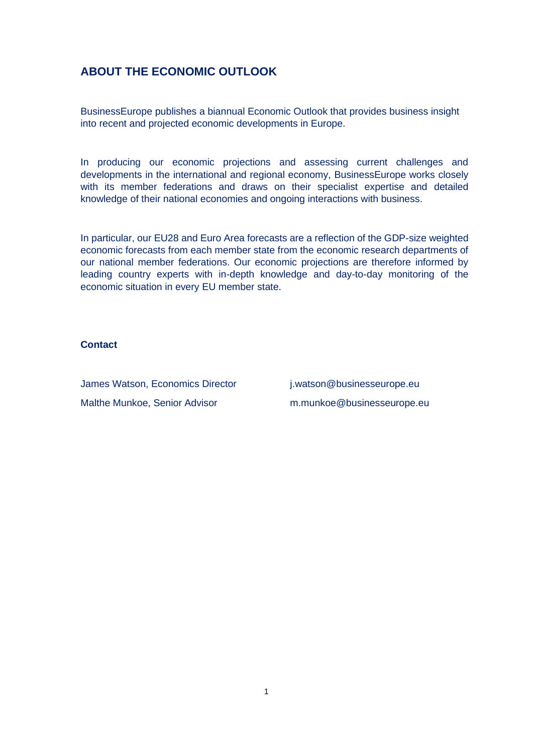## ABOUT THE ECONOMIC OUTLOOK

BusinessEurope publishes a biannual Economic Outlook that provides business insight into recent and projected economic developments in Europe.

In producing our economic projections and assessing current challenges and developments in the international and regional economy, BusinessEurope works closely with its member federations and draws on their specialist expertise and detailed knowledge of their national economies and ongoing interactions with business.

In particular, our EU28 and Euro Area forecasts are a reflection of the GDP-size weighted economic forecasts from each member state from the economic research departments of our national member federations. Our economic projections are therefore informed by leading country experts with in-depth knowledge and day-to-day monitoring of the economic situation in every EU member state.

**Contact**

| | |
|---|---|
| James Watson, Economics Director | j.watson@businesseurope.eu |
| Malthe Munkoe, Senior Advisor | m.munkoe@businesseurope.eu |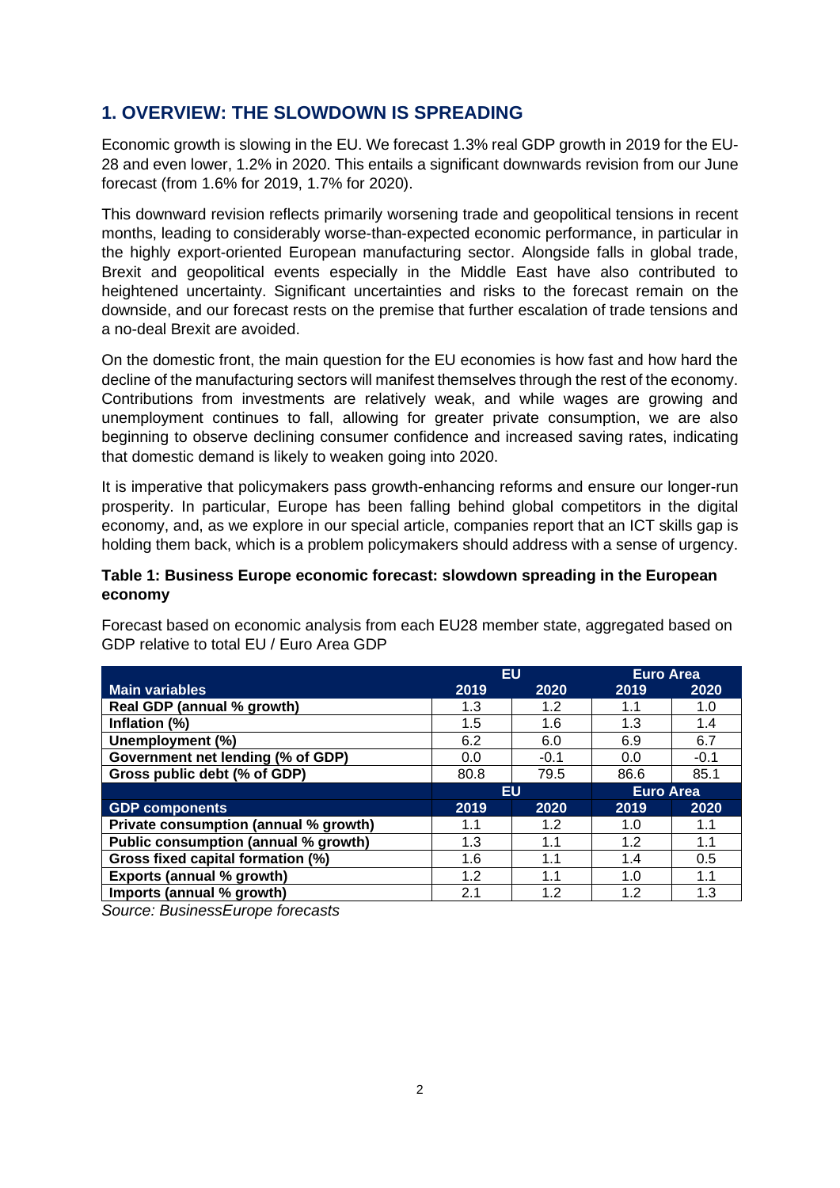## 1. OVERVIEW: THE SLOWDOWN IS SPREADING

Economic growth is slowing in the EU. We forecast 1.3% real GDP growth in 2019 for the EU-28 and even lower, 1.2% in 2020. This entails a significant downwards revision from our June forecast (from 1.6% for 2019, 1.7% for 2020).

This downward revision reflects primarily worsening trade and geopolitical tensions in recent months, leading to considerably worse-than-expected economic performance, in particular in the highly export-oriented European manufacturing sector. Alongside falls in global trade, Brexit and geopolitical events especially in the Middle East have also contributed to heightened uncertainty. Significant uncertainties and risks to the forecast remain on the downside, and our forecast rests on the premise that further escalation of trade tensions and a no-deal Brexit are avoided.

On the domestic front, the main question for the EU economies is how fast and how hard the decline of the manufacturing sectors will manifest themselves through the rest of the economy. Contributions from investments are relatively weak, and while wages are growing and unemployment continues to fall, allowing for greater private consumption, we are also beginning to observe declining consumer confidence and increased saving rates, indicating that domestic demand is likely to weaken going into 2020.

It is imperative that policymakers pass growth-enhancing reforms and ensure our longer-run prosperity. In particular, Europe has been falling behind global competitors in the digital economy, and, as we explore in our special article, companies report that an ICT skills gap is holding them back, which is a problem policymakers should address with a sense of urgency.

**Table 1: Business Europe economic forecast: slowdown spreading in the European economy**

Forecast based on economic analysis from each EU28 member state, aggregated based on GDP relative to total EU / Euro Area GDP

| | EU | | Euro Area | |
|---|---|---|---|---|
| **Main variables** | **2019** | **2020** | **2019** | **2020** |
| **Real GDP (annual % growth)** | 1.3 | 1.2 | 1.1 | 1.0 |
| **Inflation (%)** | 1.5 | 1.6 | 1.3 | 1.4 |
| **Unemployment (%)** | 6.2 | 6.0 | 6.9 | 6.7 |
| **Government net lending (% of GDP)** | 0.0 | -0.1 | 0.0 | -0.1 |
| **Gross public debt (% of GDP)** | 80.8 | 79.5 | 86.6 | 85.1 |
| | **EU** | | **Euro Area** | |
| **GDP components** | **2019** | **2020** | **2019** | **2020** |
| **Private consumption (annual % growth)** | 1.1 | 1.2 | 1.0 | 1.1 |
| **Public consumption (annual % growth)** | 1.3 | 1.1 | 1.2 | 1.1 |
| **Gross fixed capital formation (%)** | 1.6 | 1.1 | 1.4 | 0.5 |
| **Exports (annual % growth)** | 1.2 | 1.1 | 1.0 | 1.1 |
| **Imports (annual % growth)** | 2.1 | 1.2 | 1.2 | 1.3 |

*Source: BusinessEurope forecasts*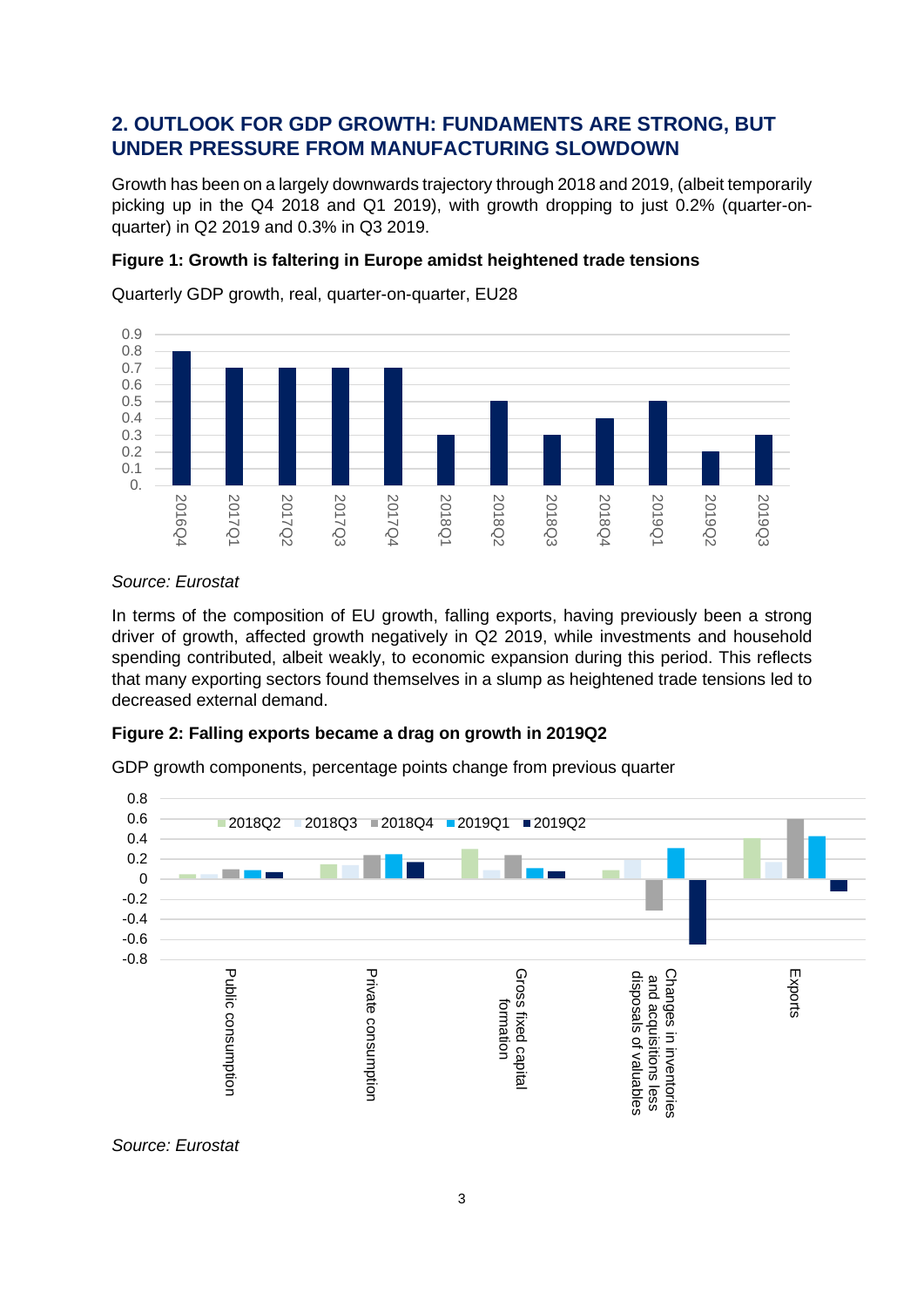## 2. OUTLOOK FOR GDP GROWTH: FUNDAMENTS ARE STRONG, BUT UNDER PRESSURE FROM MANUFACTURING SLOWDOWN

Growth has been on a largely downwards trajectory through 2018 and 2019, (albeit temporarily picking up in the Q4 2018 and Q1 2019), with growth dropping to just 0.2% (quarter-on-quarter) in Q2 2019 and 0.3% in Q3 2019.

**Figure 1: Growth is faltering in Europe amidst heightened trade tensions**

Quarterly GDP growth, real, quarter-on-quarter, EU28

| Quarter | Growth |
|---|---|
| 2016Q4 | 0.8 |
| 2017Q1 | 0.7 |
| 2017Q2 | 0.7 |
| 2017Q3 | 0.7 |
| 2017Q4 | 0.7 |
| 2018Q1 | 0.3 |
| 2018Q2 | 0.5 |
| 2018Q3 | 0.3 |
| 2018Q4 | 0.4 |
| 2019Q1 | 0.5 |
| 2019Q2 | 0.2 |
| 2019Q3 | 0.3 |

*Source: Eurostat*

In terms of the composition of EU growth, falling exports, having previously been a strong driver of growth, affected growth negatively in Q2 2019, while investments and household spending contributed, albeit weakly, to economic expansion during this period. This reflects that many exporting sectors found themselves in a slump as heightened trade tensions led to decreased external demand.

**Figure 2: Falling exports became a drag on growth in 2019Q2**

GDP growth components, percentage points change from previous quarter

Categories: Public consumption; Private consumption; Gross fixed capital formation; Changes in inventories and acquisitions less disposals of valuables; Exports

Series: 2018Q2, 2018Q3, 2018Q4, 2019Q1, 2019Q2

*Source: Eurostat*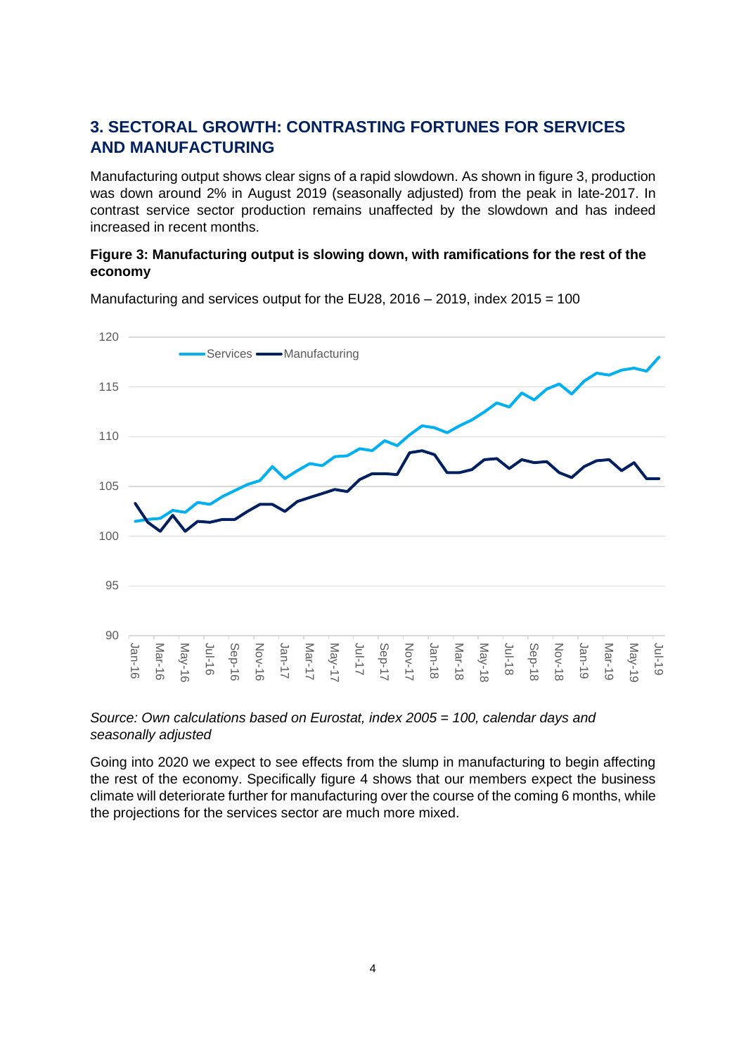## 3. SECTORAL GROWTH: CONTRASTING FORTUNES FOR SERVICES AND MANUFACTURING

Manufacturing output shows clear signs of a rapid slowdown. As shown in figure 3, production was down around 2% in August 2019 (seasonally adjusted) from the peak in late-2017. In contrast service sector production remains unaffected by the slowdown and has indeed increased in recent months.

**Figure 3: Manufacturing output is slowing down, with ramifications for the rest of the economy**

Manufacturing and services output for the EU28, 2016 – 2019, index 2015 = 100

*Source: Own calculations based on Eurostat, index 2005 = 100, calendar days and seasonally adjusted*

Going into 2020 we expect to see effects from the slump in manufacturing to begin affecting the rest of the economy. Specifically figure 4 shows that our members expect the business climate will deteriorate further for manufacturing over the course of the coming 6 months, while the projections for the services sector are much more mixed.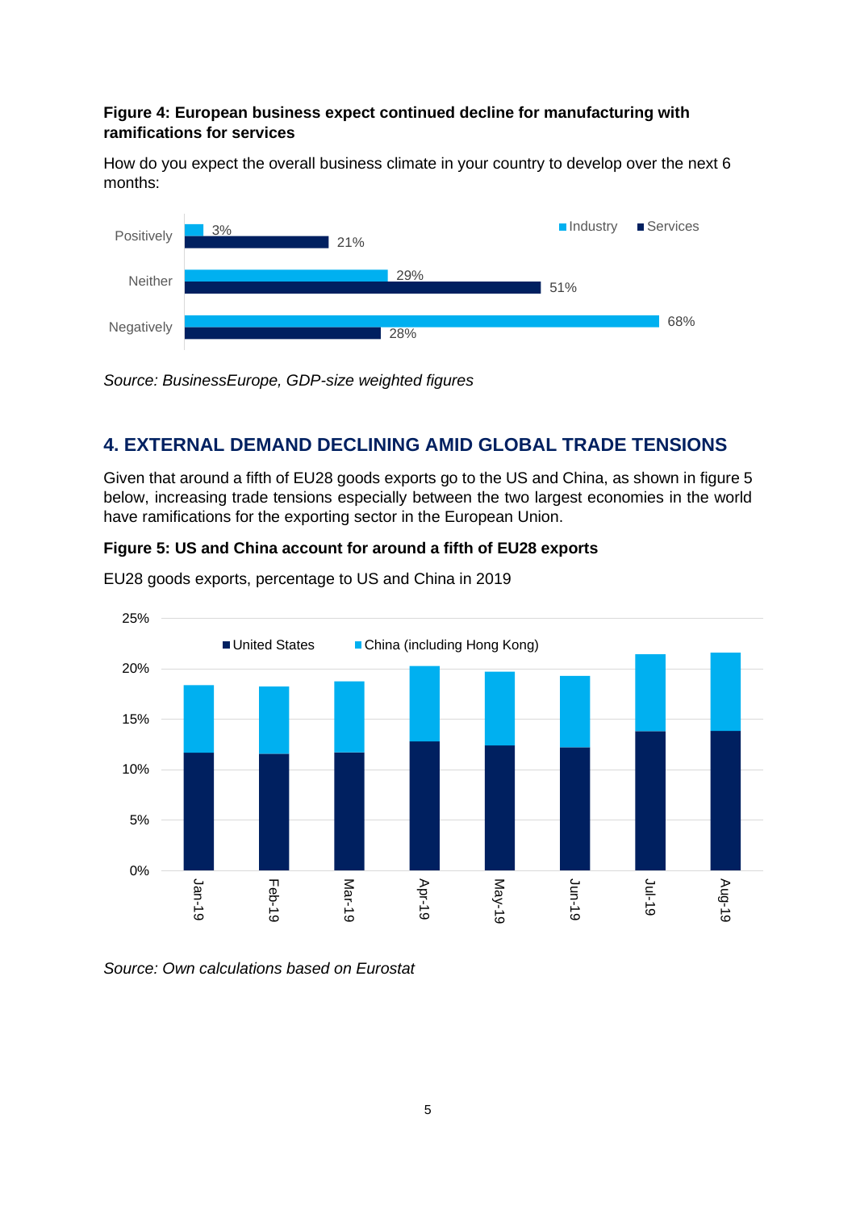**Figure 4: European business expect continued decline for manufacturing with ramifications for services**

How do you expect the overall business climate in your country to develop over the next 6 months:

| | Industry | Services |
|---|---|---|
| Positively | 3% | 21% |
| Neither | 29% | 51% |
| Negatively | 68% | 28% |

*Source: BusinessEurope, GDP-size weighted figures*

## 4. EXTERNAL DEMAND DECLINING AMID GLOBAL TRADE TENSIONS

Given that around a fifth of EU28 goods exports go to the US and China, as shown in figure 5 below, increasing trade tensions especially between the two largest economies in the world have ramifications for the exporting sector in the European Union.

**Figure 5: US and China account for around a fifth of EU28 exports**

EU28 goods exports, percentage to US and China in 2019

*Source: Own calculations based on Eurostat*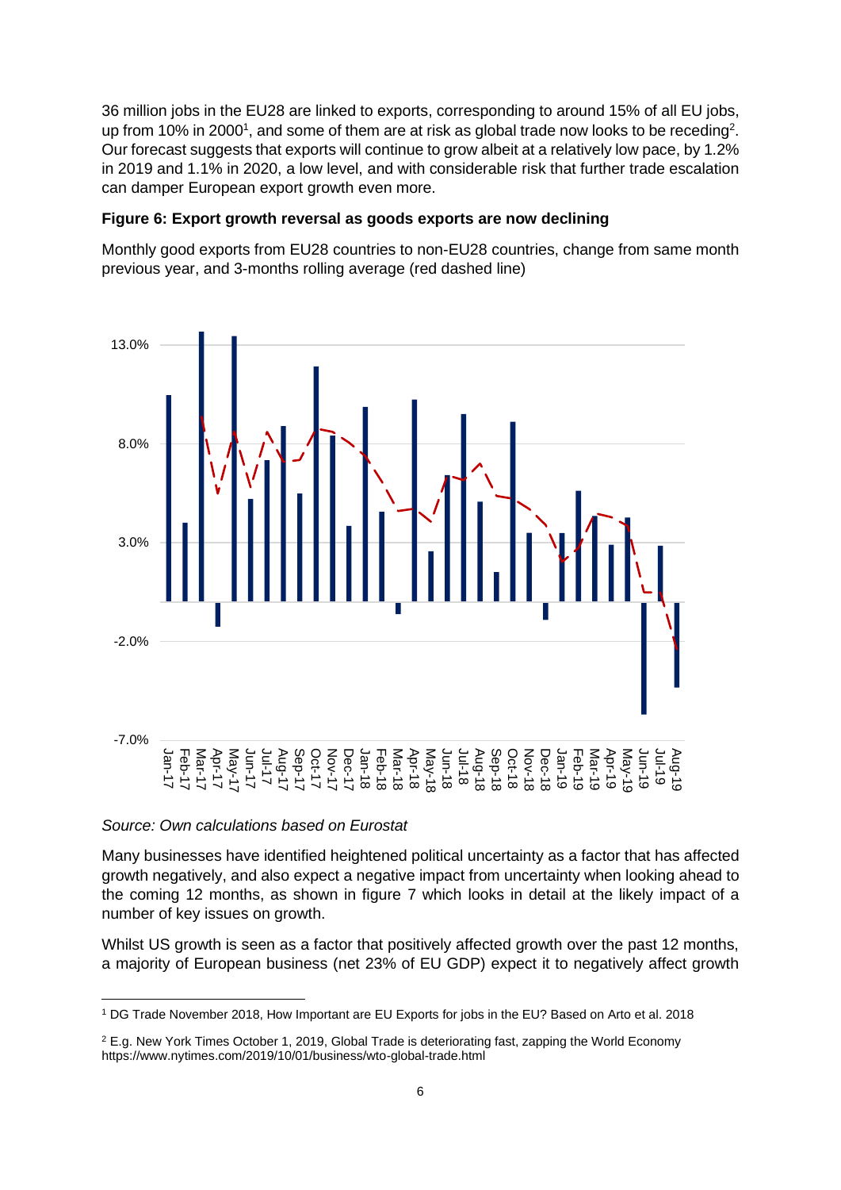36 million jobs in the EU28 are linked to exports, corresponding to around 15% of all EU jobs, up from 10% in 2000[1], and some of them are at risk as global trade now looks to be receding[2]. Our forecast suggests that exports will continue to grow albeit at a relatively low pace, by 1.2% in 2019 and 1.1% in 2020, a low level, and with considerable risk that further trade escalation can damper European export growth even more.

**Figure 6: Export growth reversal as goods exports are now declining**

Monthly good exports from EU28 countries to non-EU28 countries, change from same month previous year, and 3-months rolling average (red dashed line)

*Source: Own calculations based on Eurostat*

Many businesses have identified heightened political uncertainty as a factor that has affected growth negatively, and also expect a negative impact from uncertainty when looking ahead to the coming 12 months, as shown in figure 7 which looks in detail at the likely impact of a number of key issues on growth.

Whilst US growth is seen as a factor that positively affected growth over the past 12 months, a majority of European business (net 23% of EU GDP) expect it to negatively affect growth

---

[1] DG Trade November 2018, How Important are EU Exports for jobs in the EU? Based on Arto et al. 2018

[2] E.g. New York Times October 1, 2019, Global Trade is deteriorating fast, zapping the World Economy https://www.nytimes.com/2019/10/01/business/wto-global-trade.html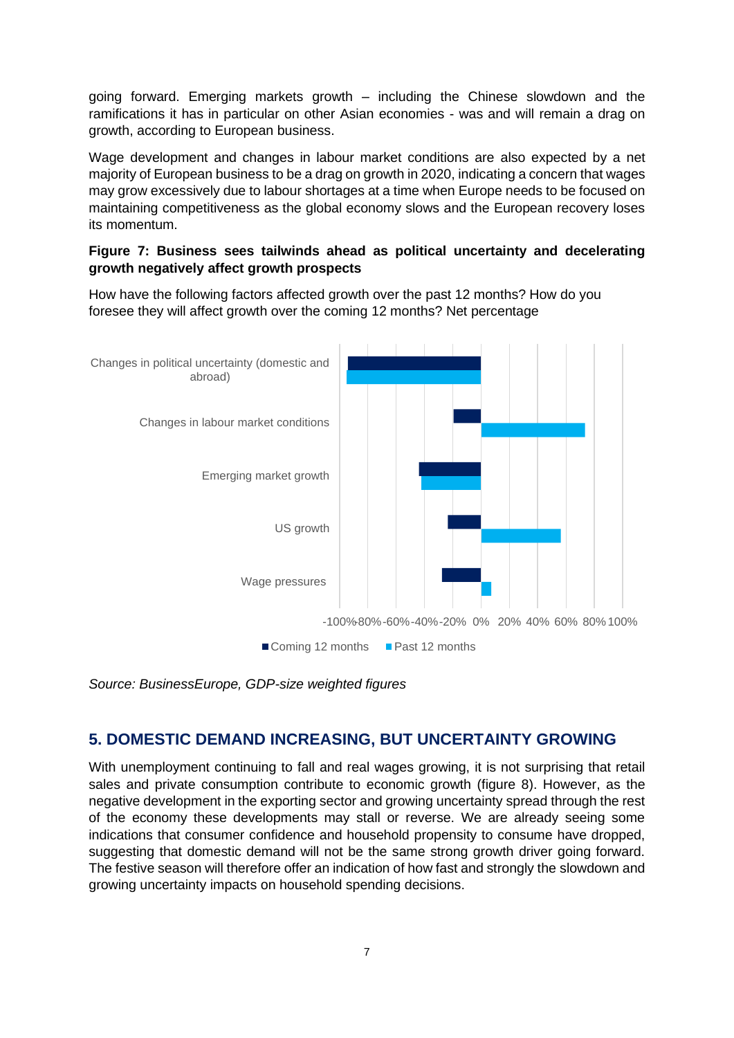going forward. Emerging markets growth – including the Chinese slowdown and the ramifications it has in particular on other Asian economies - was and will remain a drag on growth, according to European business.

Wage development and changes in labour market conditions are also expected by a net majority of European business to be a drag on growth in 2020, indicating a concern that wages may grow excessively due to labour shortages at a time when Europe needs to be focused on maintaining competitiveness as the global economy slows and the European recovery loses its momentum.

**Figure 7: Business sees tailwinds ahead as political uncertainty and decelerating growth negatively affect growth prospects**

How have the following factors affected growth over the past 12 months? How do you foresee they will affect growth over the coming 12 months? Net percentage

*Source: BusinessEurope, GDP-size weighted figures*

## 5. DOMESTIC DEMAND INCREASING, BUT UNCERTAINTY GROWING

With unemployment continuing to fall and real wages growing, it is not surprising that retail sales and private consumption contribute to economic growth (figure 8). However, as the negative development in the exporting sector and growing uncertainty spread through the rest of the economy these developments may stall or reverse. We are already seeing some indications that consumer confidence and household propensity to consume have dropped, suggesting that domestic demand will not be the same strong growth driver going forward. The festive season will therefore offer an indication of how fast and strongly the slowdown and growing uncertainty impacts on household spending decisions.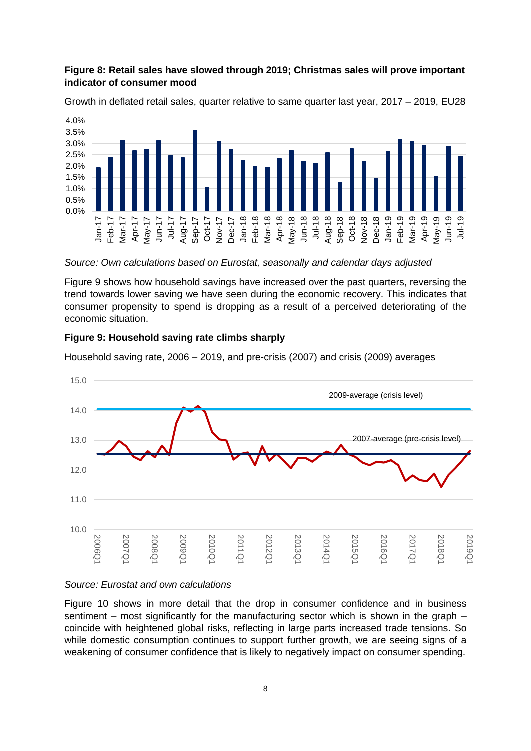**Figure 8: Retail sales have slowed through 2019; Christmas sales will prove important indicator of consumer mood**

Growth in deflated retail sales, quarter relative to same quarter last year, 2017 – 2019, EU28

*Source: Own calculations based on Eurostat, seasonally and calendar days adjusted*

Figure 9 shows how household savings have increased over the past quarters, reversing the trend towards lower saving we have seen during the economic recovery. This indicates that consumer propensity to spend is dropping as a result of a perceived deteriorating of the economic situation.

**Figure 9: Household saving rate climbs sharply**

Household saving rate, 2006 – 2019, and pre-crisis (2007) and crisis (2009) averages

*Source: Eurostat and own calculations*

Figure 10 shows in more detail that the drop in consumer confidence and in business sentiment – most significantly for the manufacturing sector which is shown in the graph – coincide with heightened global risks, reflecting in large parts increased trade tensions. So while domestic consumption continues to support further growth, we are seeing signs of a weakening of consumer confidence that is likely to negatively impact on consumer spending.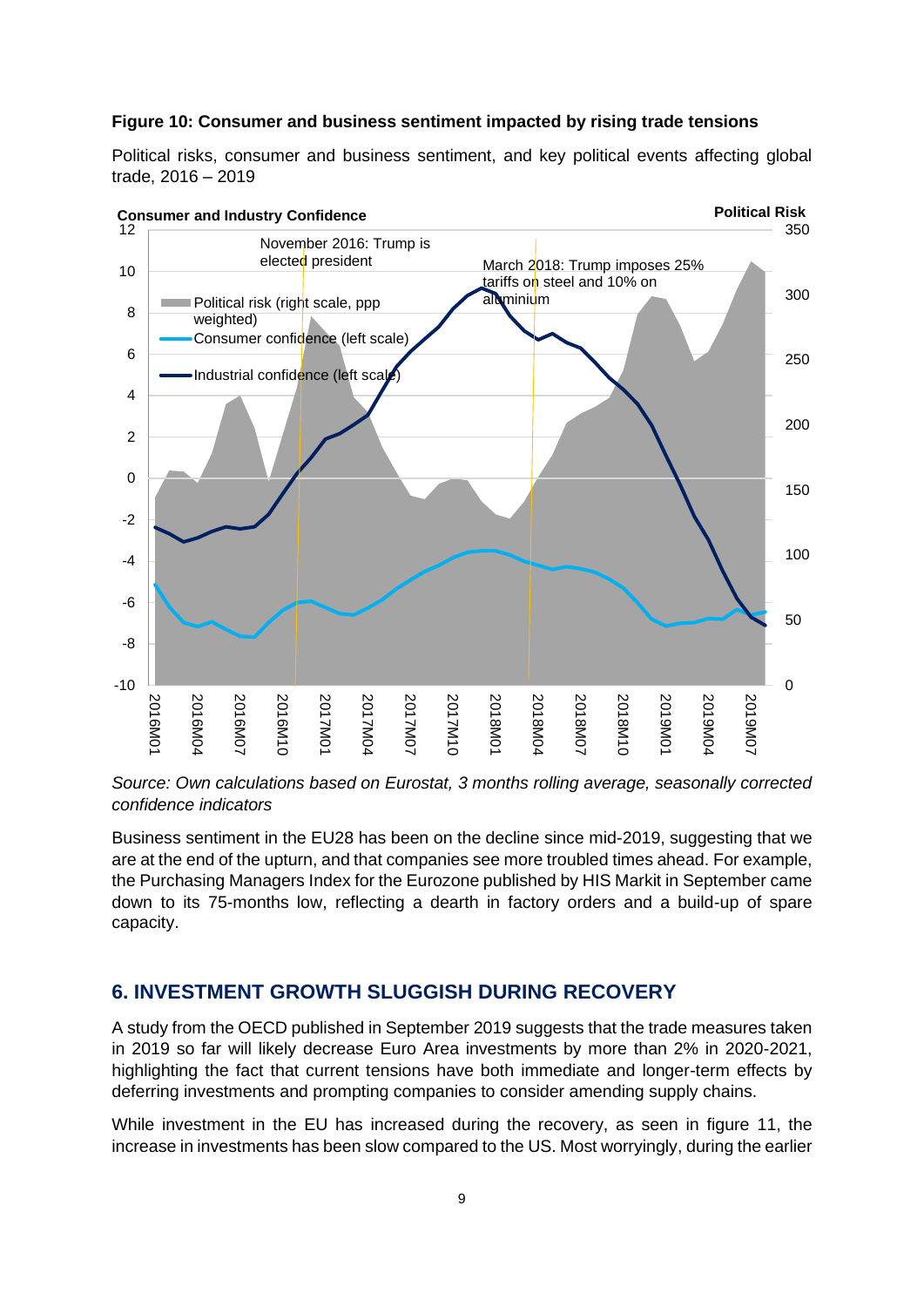**Figure 10: Consumer and business sentiment impacted by rising trade tensions**

Political risks, consumer and business sentiment, and key political events affecting global trade, 2016 – 2019

*Source: Own calculations based on Eurostat, 3 months rolling average, seasonally corrected confidence indicators*

Business sentiment in the EU28 has been on the decline since mid-2019, suggesting that we are at the end of the upturn, and that companies see more troubled times ahead. For example, the Purchasing Managers Index for the Eurozone published by HIS Markit in September came down to its 75-months low, reflecting a dearth in factory orders and a build-up of spare capacity.

## 6. INVESTMENT GROWTH SLUGGISH DURING RECOVERY

A study from the OECD published in September 2019 suggests that the trade measures taken in 2019 so far will likely decrease Euro Area investments by more than 2% in 2020-2021, highlighting the fact that current tensions have both immediate and longer-term effects by deferring investments and prompting companies to consider amending supply chains.

While investment in the EU has increased during the recovery, as seen in figure 11, the increase in investments has been slow compared to the US. Most worryingly, during the earlier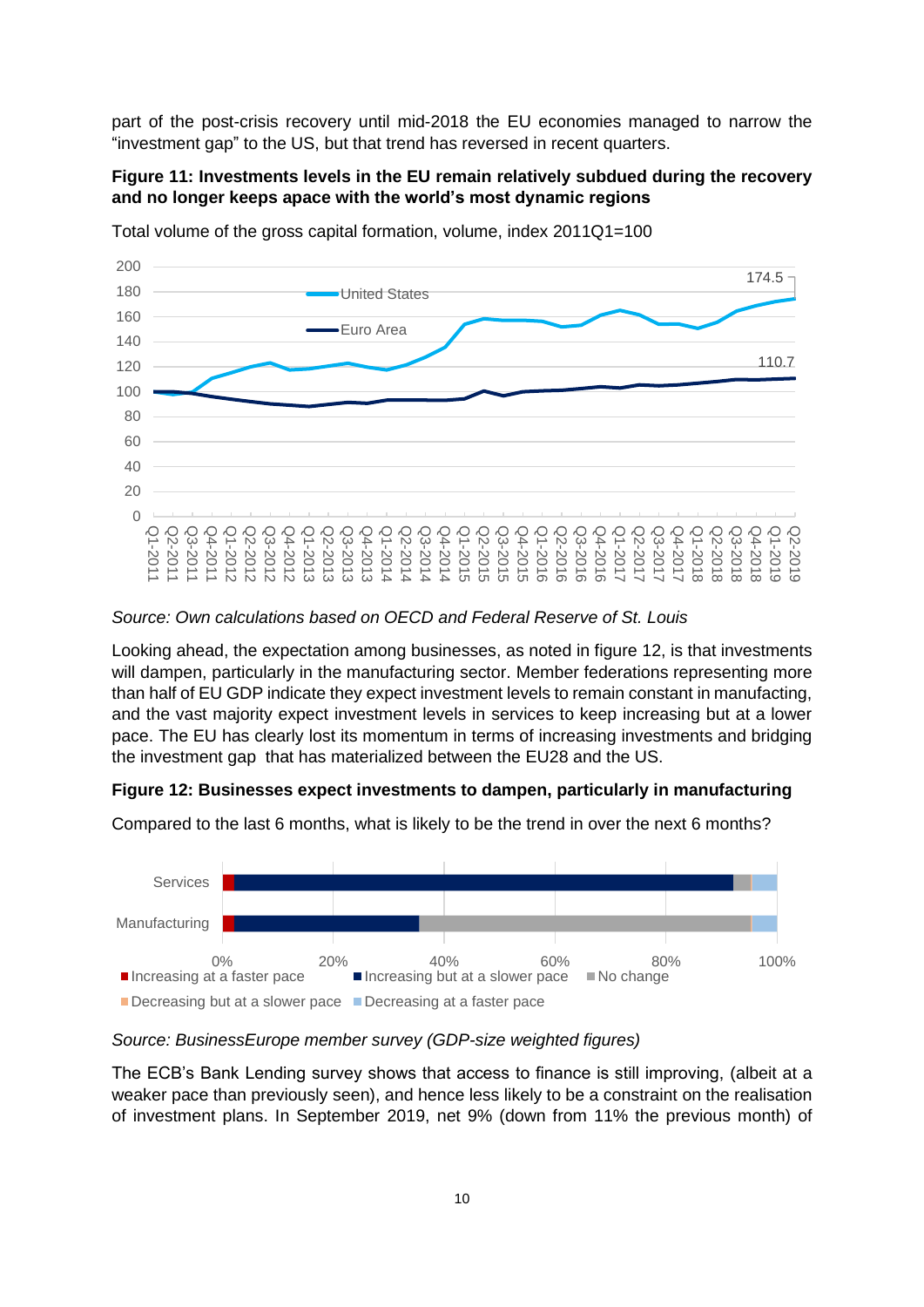part of the post-crisis recovery until mid-2018 the EU economies managed to narrow the "investment gap" to the US, but that trend has reversed in recent quarters.

**Figure 11: Investments levels in the EU remain relatively subdued during the recovery and no longer keeps apace with the world's most dynamic regions**

Total volume of the gross capital formation, volume, index 2011Q1=100

*Source: Own calculations based on OECD and Federal Reserve of St. Louis*

Looking ahead, the expectation among businesses, as noted in figure 12, is that investments will dampen, particularly in the manufacturing sector. Member federations representing more than half of EU GDP indicate they expect investment levels to remain constant in manufacting, and the vast majority expect investment levels in services to keep increasing but at a lower pace. The EU has clearly lost its momentum in terms of increasing investments and bridging the investment gap that has materialized between the EU28 and the US.

**Figure 12: Businesses expect investments to dampen, particularly in manufacturing**

Compared to the last 6 months, what is likely to be the trend in over the next 6 months?

*Source: BusinessEurope member survey (GDP-size weighted figures)*

The ECB's Bank Lending survey shows that access to finance is still improving, (albeit at a weaker pace than previously seen), and hence less likely to be a constraint on the realisation of investment plans. In September 2019, net 9% (down from 11% the previous month) of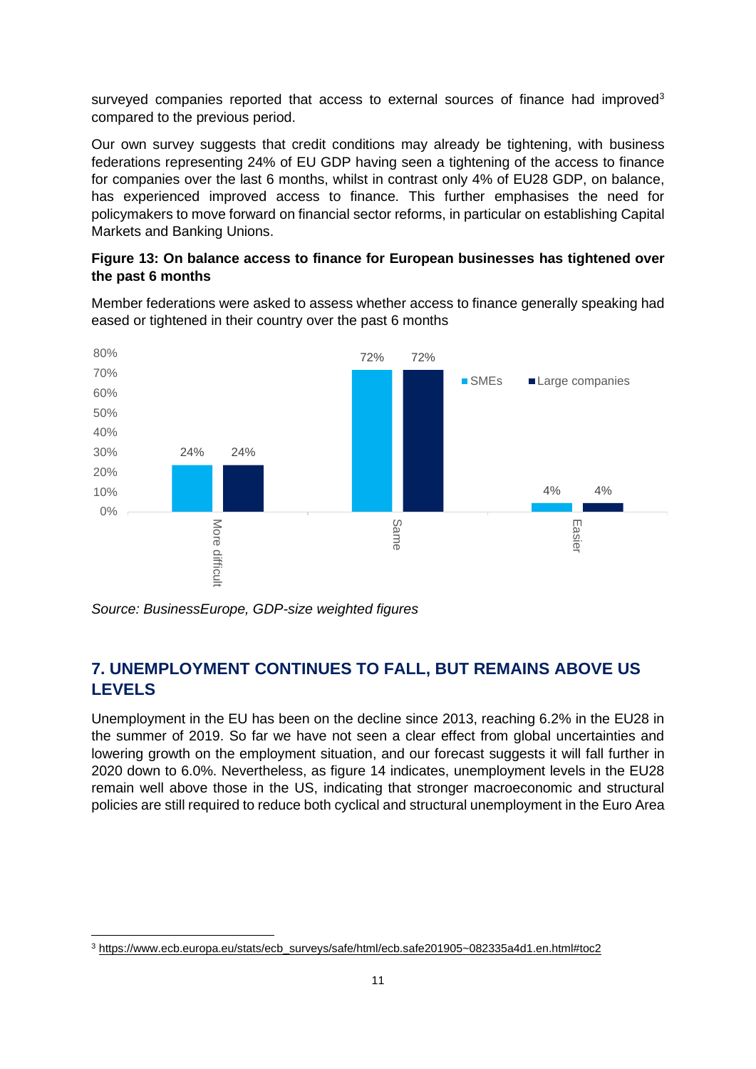surveyed companies reported that access to external sources of finance had improved[3] compared to the previous period.

Our own survey suggests that credit conditions may already be tightening, with business federations representing 24% of EU GDP having seen a tightening of the access to finance for companies over the last 6 months, whilst in contrast only 4% of EU28 GDP, on balance, has experienced improved access to finance. This further emphasises the need for policymakers to move forward on financial sector reforms, in particular on establishing Capital Markets and Banking Unions.

**Figure 13: On balance access to finance for European businesses has tightened over the past 6 months**

Member federations were asked to assess whether access to finance generally speaking had eased or tightened in their country over the past 6 months

| | SMEs | Large companies |
|---|---|---|
| More difficult | 24% | 24% |
| Same | 72% | 72% |
| Easier | 4% | 4% |

*Source: BusinessEurope, GDP-size weighted figures*

## 7. UNEMPLOYMENT CONTINUES TO FALL, BUT REMAINS ABOVE US LEVELS

Unemployment in the EU has been on the decline since 2013, reaching 6.2% in the EU28 in the summer of 2019. So far we have not seen a clear effect from global uncertainties and lowering growth on the employment situation, and our forecast suggests it will fall further in 2020 down to 6.0%. Nevertheless, as figure 14 indicates, unemployment levels in the EU28 remain well above those in the US, indicating that stronger macroeconomic and structural policies are still required to reduce both cyclical and structural unemployment in the Euro Area

[3] https://www.ecb.europa.eu/stats/ecb_surveys/safe/html/ecb.safe201905~082335a4d1.en.html#toc2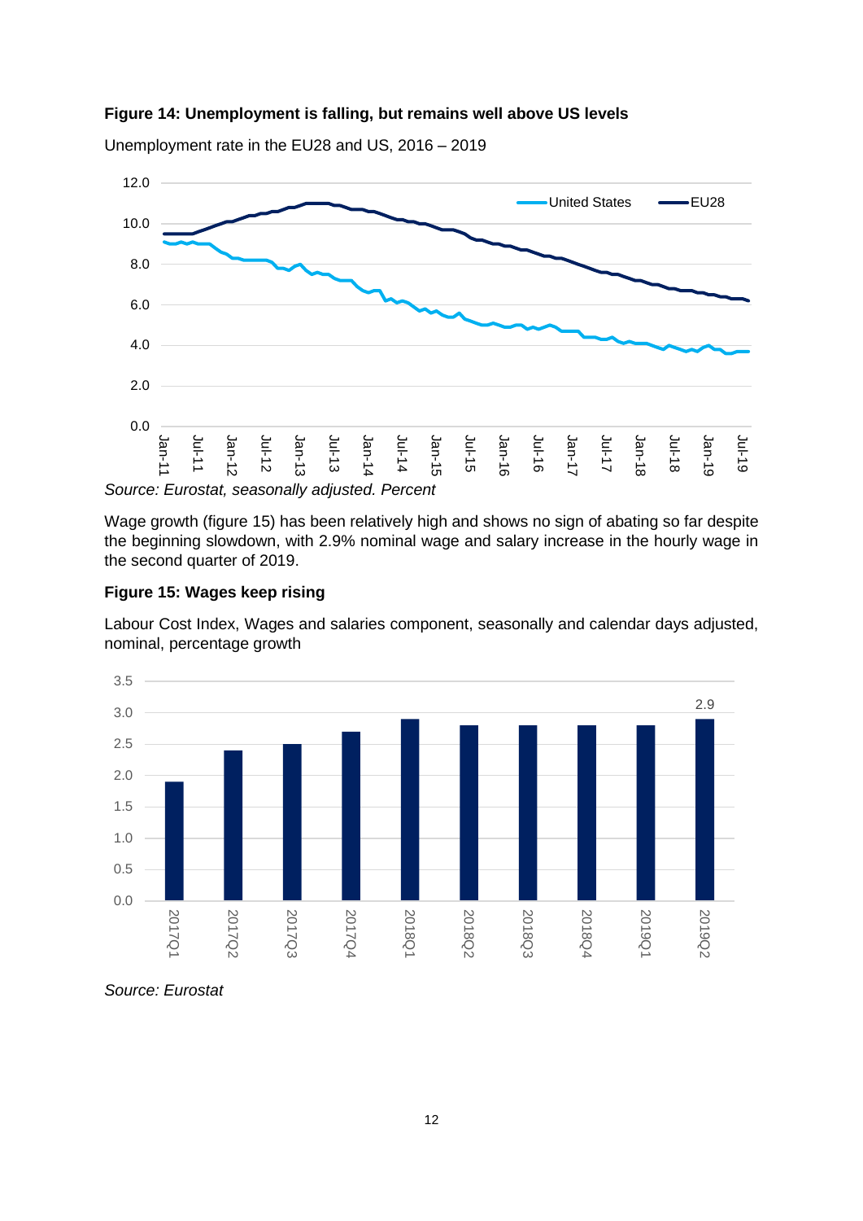**Figure 14: Unemployment is falling, but remains well above US levels**

Unemployment rate in the EU28 and US, 2016 – 2019

*Source: Eurostat, seasonally adjusted. Percent*

Wage growth (figure 15) has been relatively high and shows no sign of abating so far despite the beginning slowdown, with 2.9% nominal wage and salary increase in the hourly wage in the second quarter of 2019.

**Figure 15: Wages keep rising**

Labour Cost Index, Wages and salaries component, seasonally and calendar days adjusted, nominal, percentage growth

*Source: Eurostat*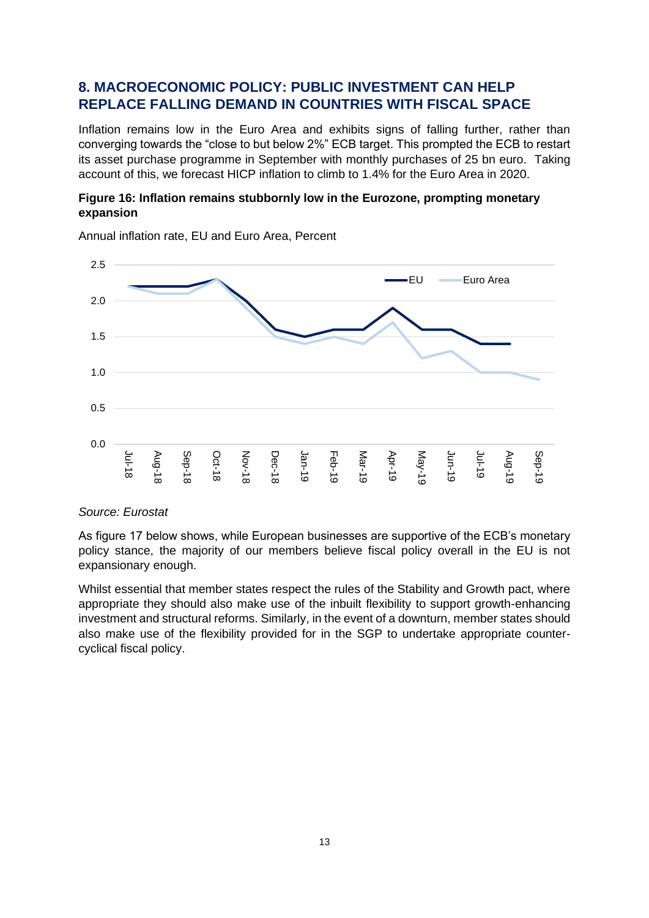## 8. MACROECONOMIC POLICY: PUBLIC INVESTMENT CAN HELP REPLACE FALLING DEMAND IN COUNTRIES WITH FISCAL SPACE

Inflation remains low in the Euro Area and exhibits signs of falling further, rather than converging towards the "close to but below 2%" ECB target. This prompted the ECB to restart its asset purchase programme in September with monthly purchases of 25 bn euro. Taking account of this, we forecast HICP inflation to climb to 1.4% for the Euro Area in 2020.

**Figure 16: Inflation remains stubbornly low in the Eurozone, prompting monetary expansion**

Annual inflation rate, EU and Euro Area, Percent

*Source: Eurostat*

As figure 17 below shows, while European businesses are supportive of the ECB's monetary policy stance, the majority of our members believe fiscal policy overall in the EU is not expansionary enough.

Whilst essential that member states respect the rules of the Stability and Growth pact, where appropriate they should also make use of the inbuilt flexibility to support growth-enhancing investment and structural reforms. Similarly, in the event of a downturn, member states should also make use of the flexibility provided for in the SGP to undertake appropriate counter-cyclical fiscal policy.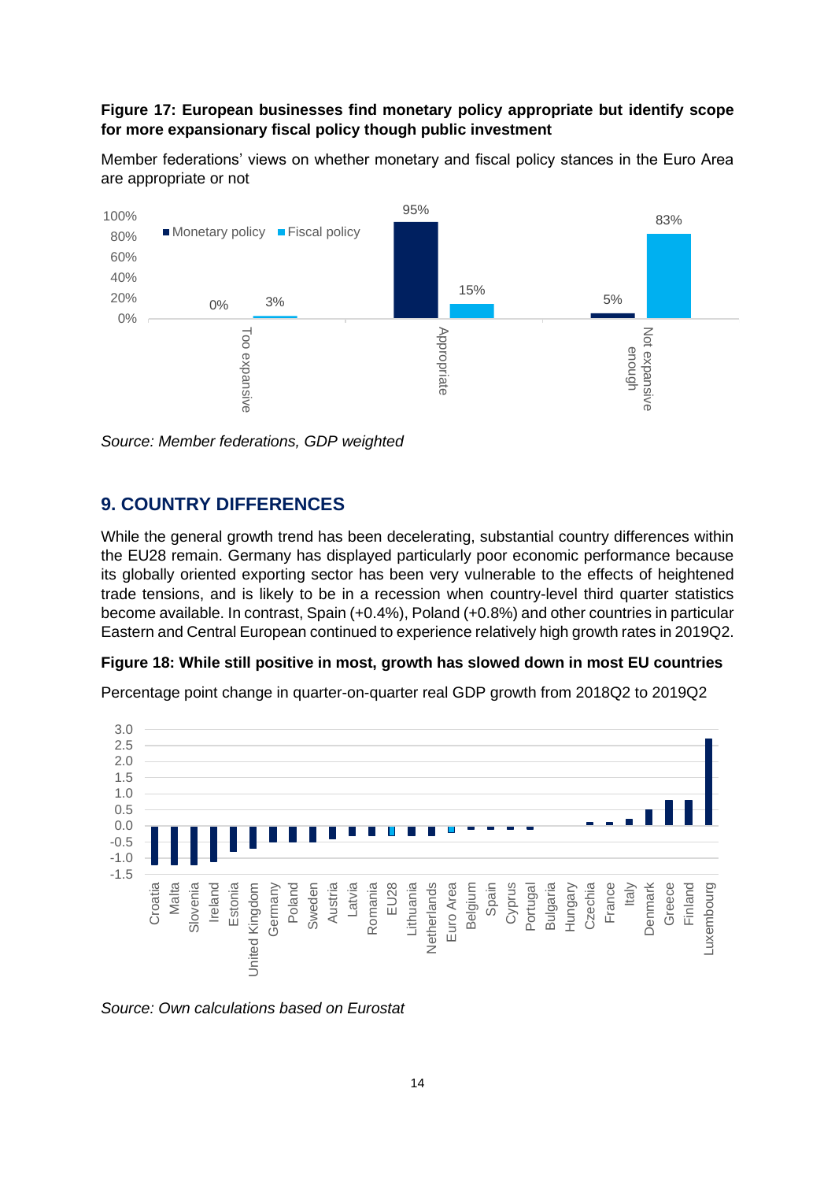**Figure 17: European businesses find monetary policy appropriate but identify scope for more expansionary fiscal policy though public investment**

Member federations' views on whether monetary and fiscal policy stances in the Euro Area are appropriate or not

*Source: Member federations, GDP weighted*

## 9. COUNTRY DIFFERENCES

While the general growth trend has been decelerating, substantial country differences within the EU28 remain. Germany has displayed particularly poor economic performance because its globally oriented exporting sector has been very vulnerable to the effects of heightened trade tensions, and is likely to be in a recession when country-level third quarter statistics become available. In contrast, Spain (+0.4%), Poland (+0.8%) and other countries in particular Eastern and Central European continued to experience relatively high growth rates in 2019Q2.

**Figure 18: While still positive in most, growth has slowed down in most EU countries**

Percentage point change in quarter-on-quarter real GDP growth from 2018Q2 to 2019Q2

*Source: Own calculations based on Eurostat*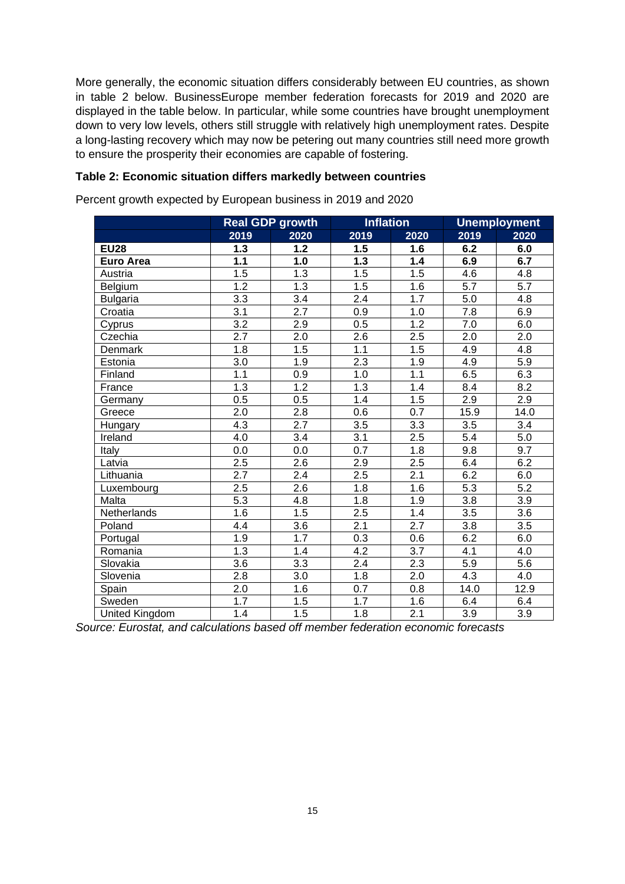More generally, the economic situation differs considerably between EU countries, as shown in table 2 below. BusinessEurope member federation forecasts for 2019 and 2020 are displayed in the table below. In particular, while some countries have brought unemployment down to very low levels, others still struggle with relatively high unemployment rates. Despite a long-lasting recovery which may now be petering out many countries still need more growth to ensure the prosperity their economies are capable of fostering.

**Table 2: Economic situation differs markedly between countries**

Percent growth expected by European business in 2019 and 2020

| | Real GDP growth | | Inflation | | Unemployment | |
|---|---|---|---|---|---|---|
| | 2019 | 2020 | 2019 | 2020 | 2019 | 2020 |
| **EU28** | **1.3** | **1.2** | **1.5** | **1.6** | **6.2** | **6.0** |
| **Euro Area** | **1.1** | **1.0** | **1.3** | **1.4** | **6.9** | **6.7** |
| Austria | 1.5 | 1.3 | 1.5 | 1.5 | 4.6 | 4.8 |
| Belgium | 1.2 | 1.3 | 1.5 | 1.6 | 5.7 | 5.7 |
| Bulgaria | 3.3 | 3.4 | 2.4 | 1.7 | 5.0 | 4.8 |
| Croatia | 3.1 | 2.7 | 0.9 | 1.0 | 7.8 | 6.9 |
| Cyprus | 3.2 | 2.9 | 0.5 | 1.2 | 7.0 | 6.0 |
| Czechia | 2.7 | 2.0 | 2.6 | 2.5 | 2.0 | 2.0 |
| Denmark | 1.8 | 1.5 | 1.1 | 1.5 | 4.9 | 4.8 |
| Estonia | 3.0 | 1.9 | 2.3 | 1.9 | 4.9 | 5.9 |
| Finland | 1.1 | 0.9 | 1.0 | 1.1 | 6.5 | 6.3 |
| France | 1.3 | 1.2 | 1.3 | 1.4 | 8.4 | 8.2 |
| Germany | 0.5 | 0.5 | 1.4 | 1.5 | 2.9 | 2.9 |
| Greece | 2.0 | 2.8 | 0.6 | 0.7 | 15.9 | 14.0 |
| Hungary | 4.3 | 2.7 | 3.5 | 3.3 | 3.5 | 3.4 |
| Ireland | 4.0 | 3.4 | 3.1 | 2.5 | 5.4 | 5.0 |
| Italy | 0.0 | 0.0 | 0.7 | 1.8 | 9.8 | 9.7 |
| Latvia | 2.5 | 2.6 | 2.9 | 2.5 | 6.4 | 6.2 |
| Lithuania | 2.7 | 2.4 | 2.5 | 2.1 | 6.2 | 6.0 |
| Luxembourg | 2.5 | 2.6 | 1.8 | 1.6 | 5.3 | 5.2 |
| Malta | 5.3 | 4.8 | 1.8 | 1.9 | 3.8 | 3.9 |
| Netherlands | 1.6 | 1.5 | 2.5 | 1.4 | 3.5 | 3.6 |
| Poland | 4.4 | 3.6 | 2.1 | 2.7 | 3.8 | 3.5 |
| Portugal | 1.9 | 1.7 | 0.3 | 0.6 | 6.2 | 6.0 |
| Romania | 1.3 | 1.4 | 4.2 | 3.7 | 4.1 | 4.0 |
| Slovakia | 3.6 | 3.3 | 2.4 | 2.3 | 5.9 | 5.6 |
| Slovenia | 2.8 | 3.0 | 1.8 | 2.0 | 4.3 | 4.0 |
| Spain | 2.0 | 1.6 | 0.7 | 0.8 | 14.0 | 12.9 |
| Sweden | 1.7 | 1.5 | 1.7 | 1.6 | 6.4 | 6.4 |
| United Kingdom | 1.4 | 1.5 | 1.8 | 2.1 | 3.9 | 3.9 |

*Source: Eurostat, and calculations based off member federation economic forecasts*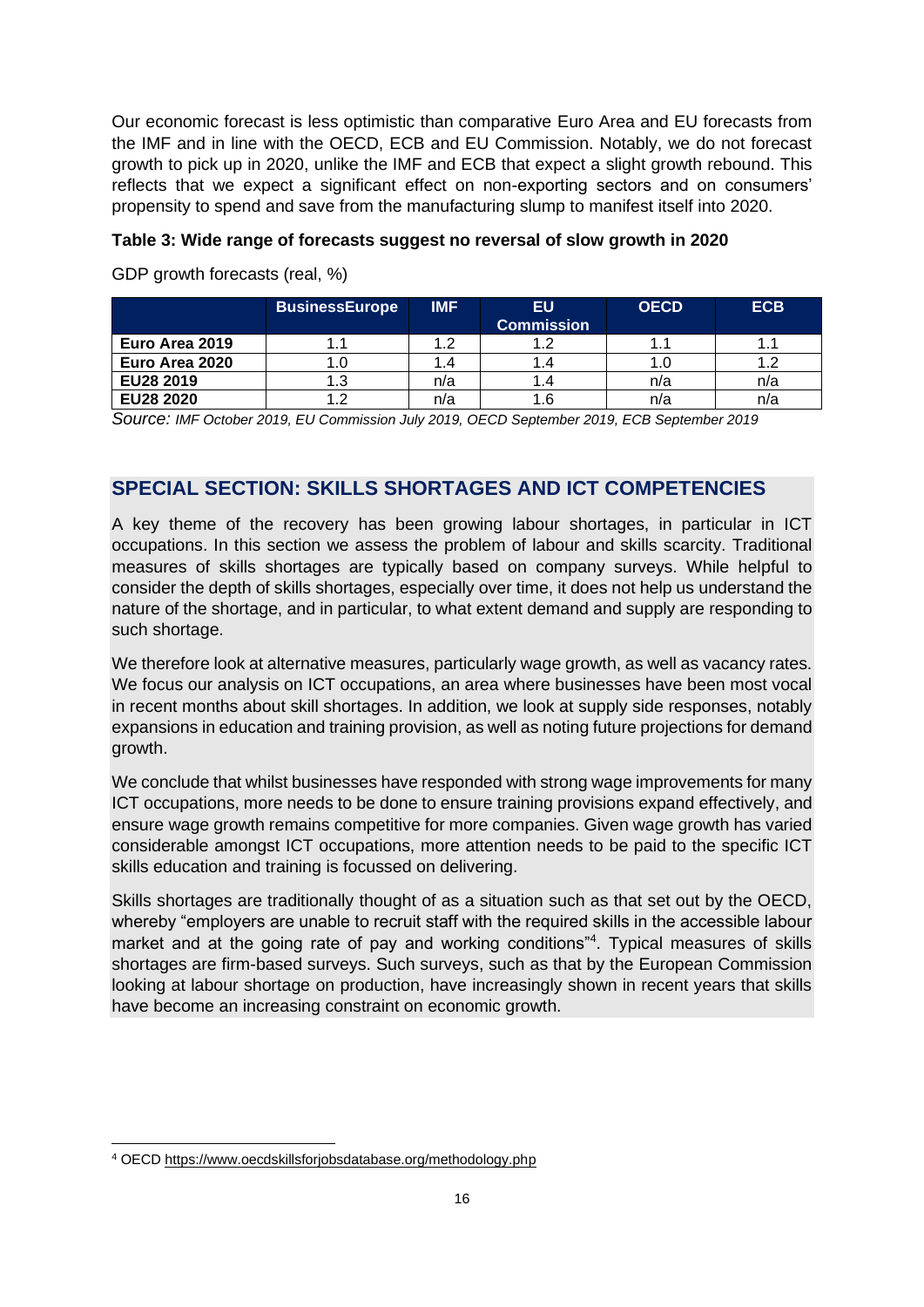Our economic forecast is less optimistic than comparative Euro Area and EU forecasts from the IMF and in line with the OECD, ECB and EU Commission. Notably, we do not forecast growth to pick up in 2020, unlike the IMF and ECB that expect a slight growth rebound. This reflects that we expect a significant effect on non-exporting sectors and on consumers' propensity to spend and save from the manufacturing slump to manifest itself into 2020.

**Table 3: Wide range of forecasts suggest no reversal of slow growth in 2020**

GDP growth forecasts (real, %)

| | BusinessEurope | IMF | EU Commission | OECD | ECB |
|---|---|---|---|---|---|
| **Euro Area 2019** | 1.1 | 1.2 | 1.2 | 1.1 | 1.1 |
| **Euro Area 2020** | 1.0 | 1.4 | 1.4 | 1.0 | 1.2 |
| **EU28 2019** | 1.3 | n/a | 1.4 | n/a | n/a |
| **EU28 2020** | 1.2 | n/a | 1.6 | n/a | n/a |

*Source: IMF October 2019, EU Commission July 2019, OECD September 2019, ECB September 2019*

## SPECIAL SECTION: SKILLS SHORTAGES AND ICT COMPETENCIES

A key theme of the recovery has been growing labour shortages, in particular in ICT occupations. In this section we assess the problem of labour and skills scarcity. Traditional measures of skills shortages are typically based on company surveys. While helpful to consider the depth of skills shortages, especially over time, it does not help us understand the nature of the shortage, and in particular, to what extent demand and supply are responding to such shortage.

We therefore look at alternative measures, particularly wage growth, as well as vacancy rates. We focus our analysis on ICT occupations, an area where businesses have been most vocal in recent months about skill shortages. In addition, we look at supply side responses, notably expansions in education and training provision, as well as noting future projections for demand growth.

We conclude that whilst businesses have responded with strong wage improvements for many ICT occupations, more needs to be done to ensure training provisions expand effectively, and ensure wage growth remains competitive for more companies. Given wage growth has varied considerable amongst ICT occupations, more attention needs to be paid to the specific ICT skills education and training is focussed on delivering.

Skills shortages are traditionally thought of as a situation such as that set out by the OECD, whereby "employers are unable to recruit staff with the required skills in the accessible labour market and at the going rate of pay and working conditions"[4]. Typical measures of skills shortages are firm-based surveys. Such surveys, such as that by the European Commission looking at labour shortage on production, have increasingly shown in recent years that skills have become an increasing constraint on economic growth.

---

[4] OECD https://www.oecdskillsforjobsdatabase.org/methodology.php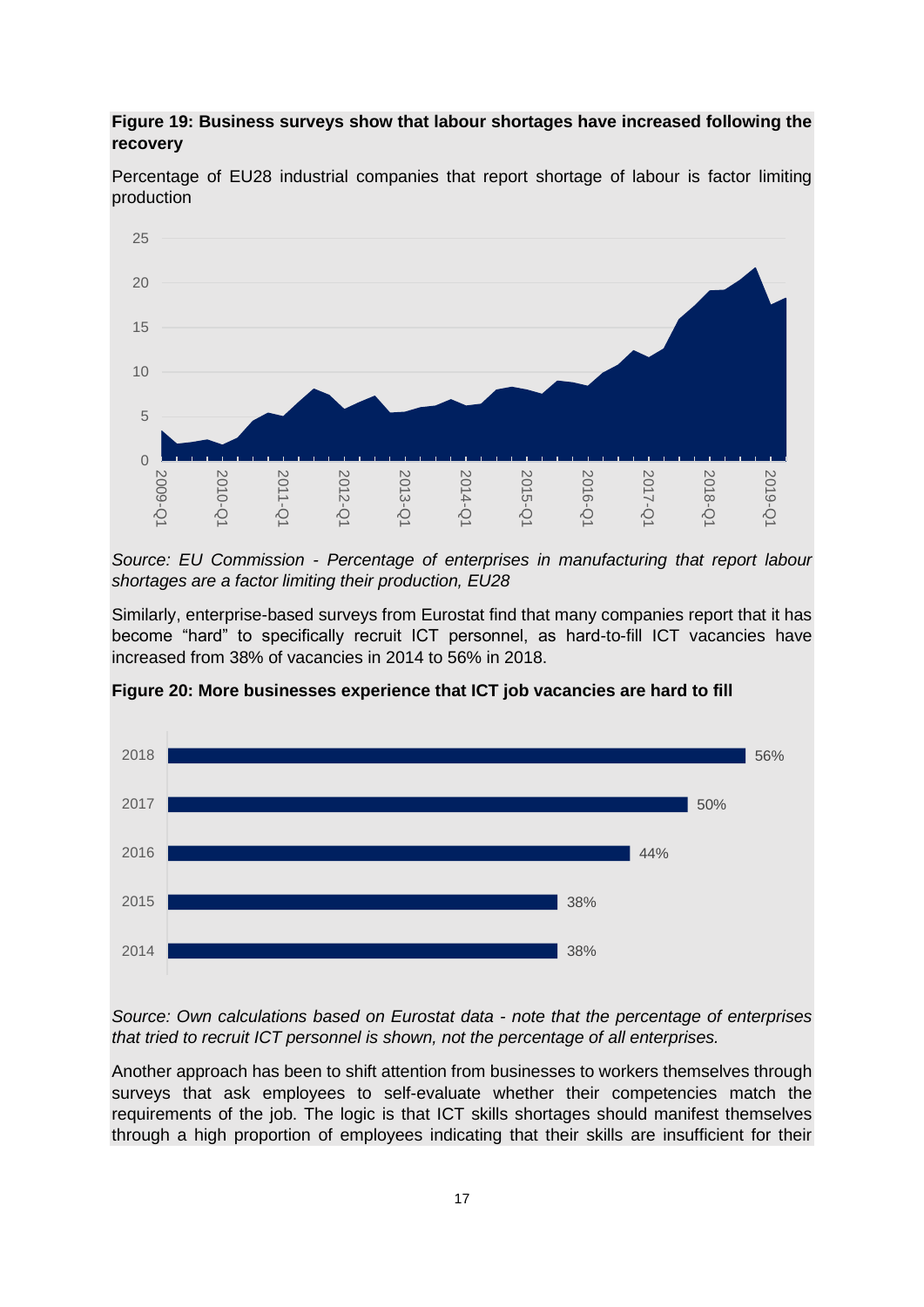**Figure 19: Business surveys show that labour shortages have increased following the recovery**

Percentage of EU28 industrial companies that report shortage of labour is factor limiting production

*Source: EU Commission - Percentage of enterprises in manufacturing that report labour shortages are a factor limiting their production, EU28*

Similarly, enterprise-based surveys from Eurostat find that many companies report that it has become "hard" to specifically recruit ICT personnel, as hard-to-fill ICT vacancies have increased from 38% of vacancies in 2014 to 56% in 2018.

**Figure 20: More businesses experience that ICT job vacancies are hard to fill**

| Year | Share |
|---|---|
| 2018 | 56% |
| 2017 | 50% |
| 2016 | 44% |
| 2015 | 38% |
| 2014 | 38% |

*Source: Own calculations based on Eurostat data - note that the percentage of enterprises that tried to recruit ICT personnel is shown, not the percentage of all enterprises.*

Another approach has been to shift attention from businesses to workers themselves through surveys that ask employees to self-evaluate whether their competencies match the requirements of the job. The logic is that ICT skills shortages should manifest themselves through a high proportion of employees indicating that their skills are insufficient for their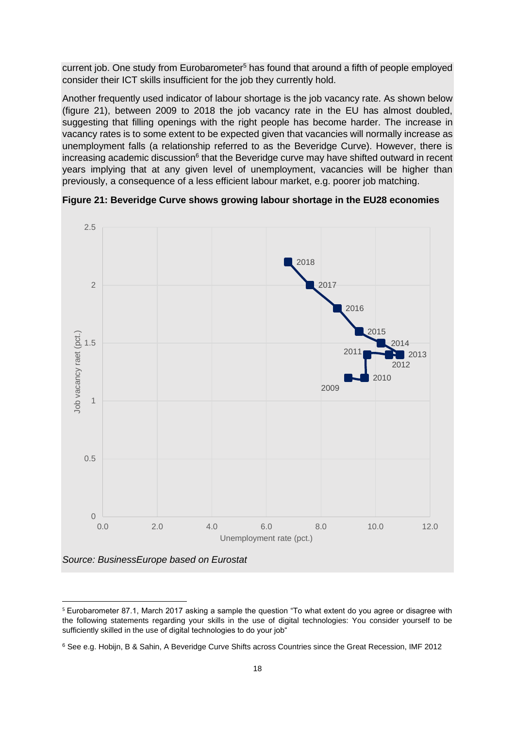current job. One study from Eurobarometer[5] has found that around a fifth of people employed consider their ICT skills insufficient for the job they currently hold.

Another frequently used indicator of labour shortage is the job vacancy rate. As shown below (figure 21), between 2009 to 2018 the job vacancy rate in the EU has almost doubled, suggesting that filling openings with the right people has become harder. The increase in vacancy rates is to some extent to be expected given that vacancies will normally increase as unemployment falls (a relationship referred to as the Beveridge Curve). However, there is increasing academic discussion[6] that the Beveridge curve may have shifted outward in recent years implying that at any given level of unemployment, vacancies will be higher than previously, a consequence of a less efficient labour market, e.g. poorer job matching.

**Figure 21: Beveridge Curve shows growing labour shortage in the EU28 economies**

*Source: BusinessEurope based on Eurostat*

---

[5] Eurobarometer 87.1, March 2017 asking a sample the question "To what extent do you agree or disagree with the following statements regarding your skills in the use of digital technologies: You consider yourself to be sufficiently skilled in the use of digital technologies to do your job"

[6] See e.g. Hobijn, B & Sahin, A Beveridge Curve Shifts across Countries since the Great Recession, IMF 2012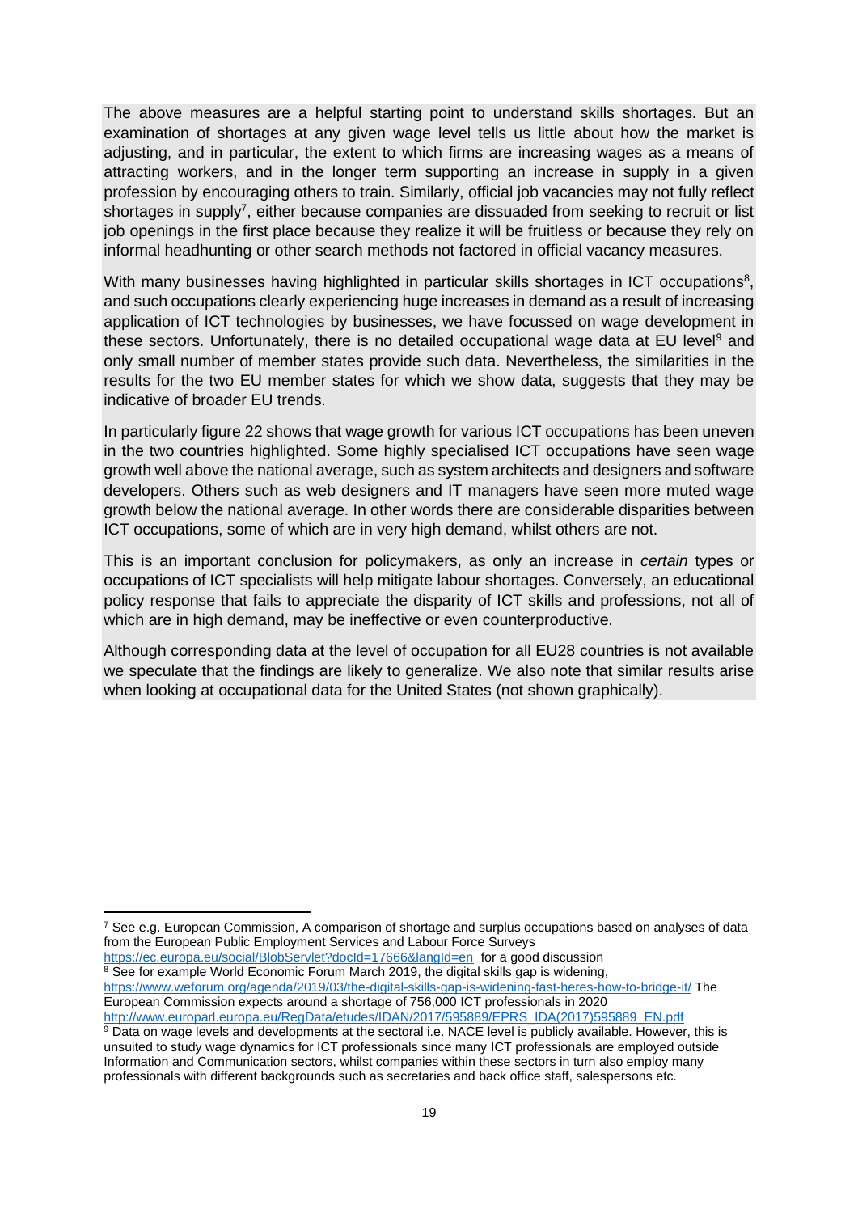The above measures are a helpful starting point to understand skills shortages. But an examination of shortages at any given wage level tells us little about how the market is adjusting, and in particular, the extent to which firms are increasing wages as a means of attracting workers, and in the longer term supporting an increase in supply in a given profession by encouraging others to train. Similarly, official job vacancies may not fully reflect shortages in supply[7], either because companies are dissuaded from seeking to recruit or list job openings in the first place because they realize it will be fruitless or because they rely on informal headhunting or other search methods not factored in official vacancy measures.

With many businesses having highlighted in particular skills shortages in ICT occupations[8], and such occupations clearly experiencing huge increases in demand as a result of increasing application of ICT technologies by businesses, we have focussed on wage development in these sectors. Unfortunately, there is no detailed occupational wage data at EU level[9] and only small number of member states provide such data. Nevertheless, the similarities in the results for the two EU member states for which we show data, suggests that they may be indicative of broader EU trends.

In particularly figure 22 shows that wage growth for various ICT occupations has been uneven in the two countries highlighted. Some highly specialised ICT occupations have seen wage growth well above the national average, such as system architects and designers and software developers. Others such as web designers and IT managers have seen more muted wage growth below the national average. In other words there are considerable disparities between ICT occupations, some of which are in very high demand, whilst others are not.

This is an important conclusion for policymakers, as only an increase in *certain* types or occupations of ICT specialists will help mitigate labour shortages. Conversely, an educational policy response that fails to appreciate the disparity of ICT skills and professions, not all of which are in high demand, may be ineffective or even counterproductive.

Although corresponding data at the level of occupation for all EU28 countries is not available we speculate that the findings are likely to generalize. We also note that similar results arise when looking at occupational data for the United States (not shown graphically).

---

[7] See e.g. European Commission, A comparison of shortage and surplus occupations based on analyses of data from the European Public Employment Services and Labour Force Surveys https://ec.europa.eu/social/BlobServlet?docId=17666&langId=en for a good discussion

[8] See for example World Economic Forum March 2019, the digital skills gap is widening, https://www.weforum.org/agenda/2019/03/the-digital-skills-gap-is-widening-fast-heres-how-to-bridge-it/ The European Commission expects around a shortage of 756,000 ICT professionals in 2020 http://www.europarl.europa.eu/RegData/etudes/IDAN/2017/595889/EPRS_IDA(2017)595889_EN.pdf

[9] Data on wage levels and developments at the sectoral i.e. NACE level is publicly available. However, this is unsuited to study wage dynamics for ICT professionals since many ICT professionals are employed outside Information and Communication sectors, whilst companies within these sectors in turn also employ many professionals with different backgrounds such as secretaries and back office staff, salespersons etc.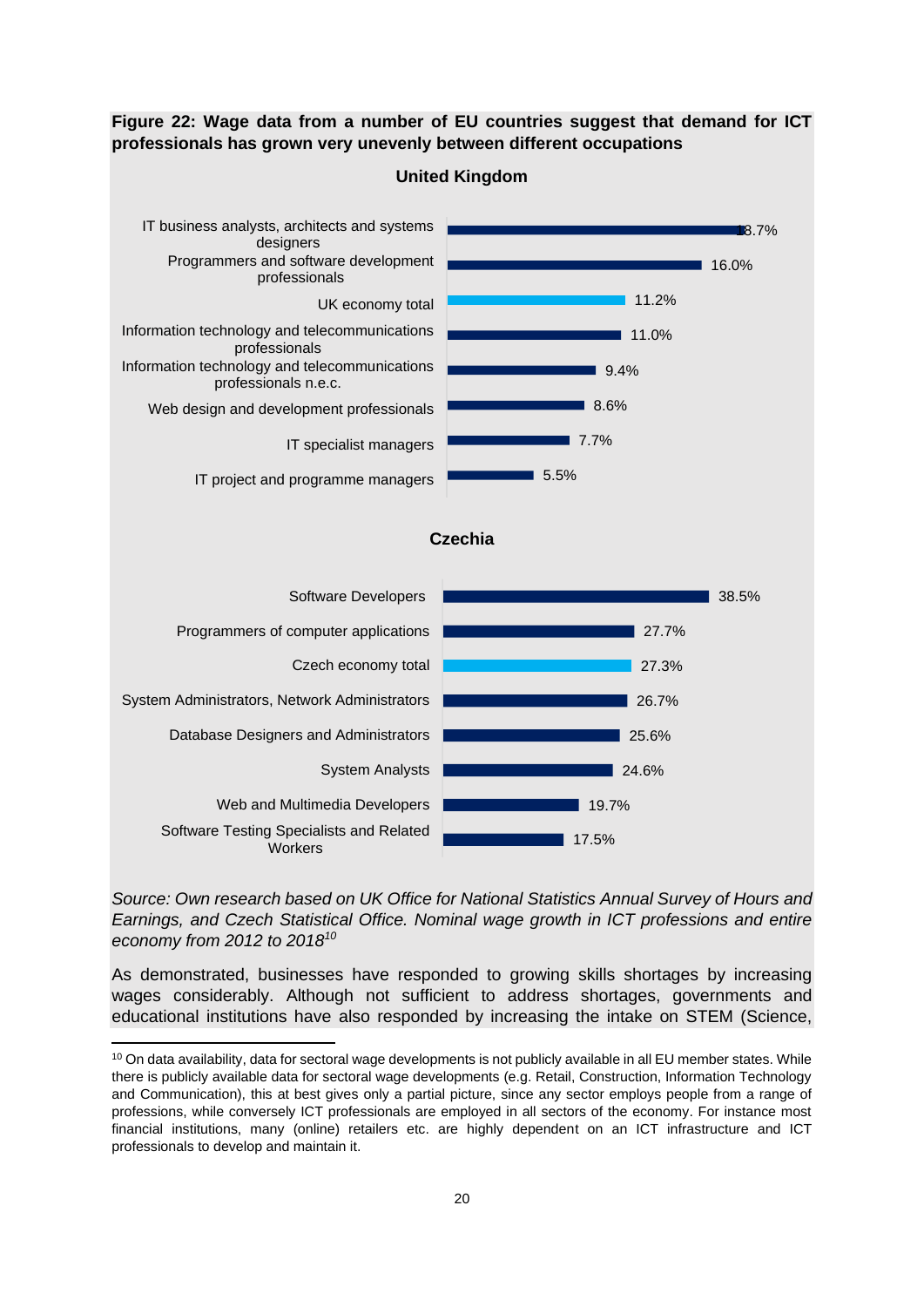**Figure 22: Wage data from a number of EU countries suggest that demand for ICT professionals has grown very unevenly between different occupations**

**United Kingdom**

| Occupation | Wage growth |
|---|---|
| IT business analysts, architects and systems designers | 18.7% |
| Programmers and software development professionals | 16.0% |
| UK economy total | 11.2% |
| Information technology and telecommunications professionals | 11.0% |
| Information technology and telecommunications professionals n.e.c. | 9.4% |
| Web design and development professionals | 8.6% |
| IT specialist managers | 7.7% |
| IT project and programme managers | 5.5% |

**Czechia**

| Occupation | Wage growth |
|---|---|
| Software Developers | 38.5% |
| Programmers of computer applications | 27.7% |
| Czech economy total | 27.3% |
| System Administrators, Network Administrators | 26.7% |
| Database Designers and Administrators | 25.6% |
| System Analysts | 24.6% |
| Web and Multimedia Developers | 19.7% |
| Software Testing Specialists and Related Workers | 17.5% |

*Source: Own research based on UK Office for National Statistics Annual Survey of Hours and Earnings, and Czech Statistical Office. Nominal wage growth in ICT professions and entire economy from 2012 to 2018*[10]

As demonstrated, businesses have responded to growing skills shortages by increasing wages considerably. Although not sufficient to address shortages, governments and educational institutions have also responded by increasing the intake on STEM (Science,

---

[10] On data availability, data for sectoral wage developments is not publicly available in all EU member states. While there is publicly available data for sectoral wage developments (e.g. Retail, Construction, Information Technology and Communication), this at best gives only a partial picture, since any sector employs people from a range of professions, while conversely ICT professionals are employed in all sectors of the economy. For instance most financial institutions, many (online) retailers etc. are highly dependent on an ICT infrastructure and ICT professionals to develop and maintain it.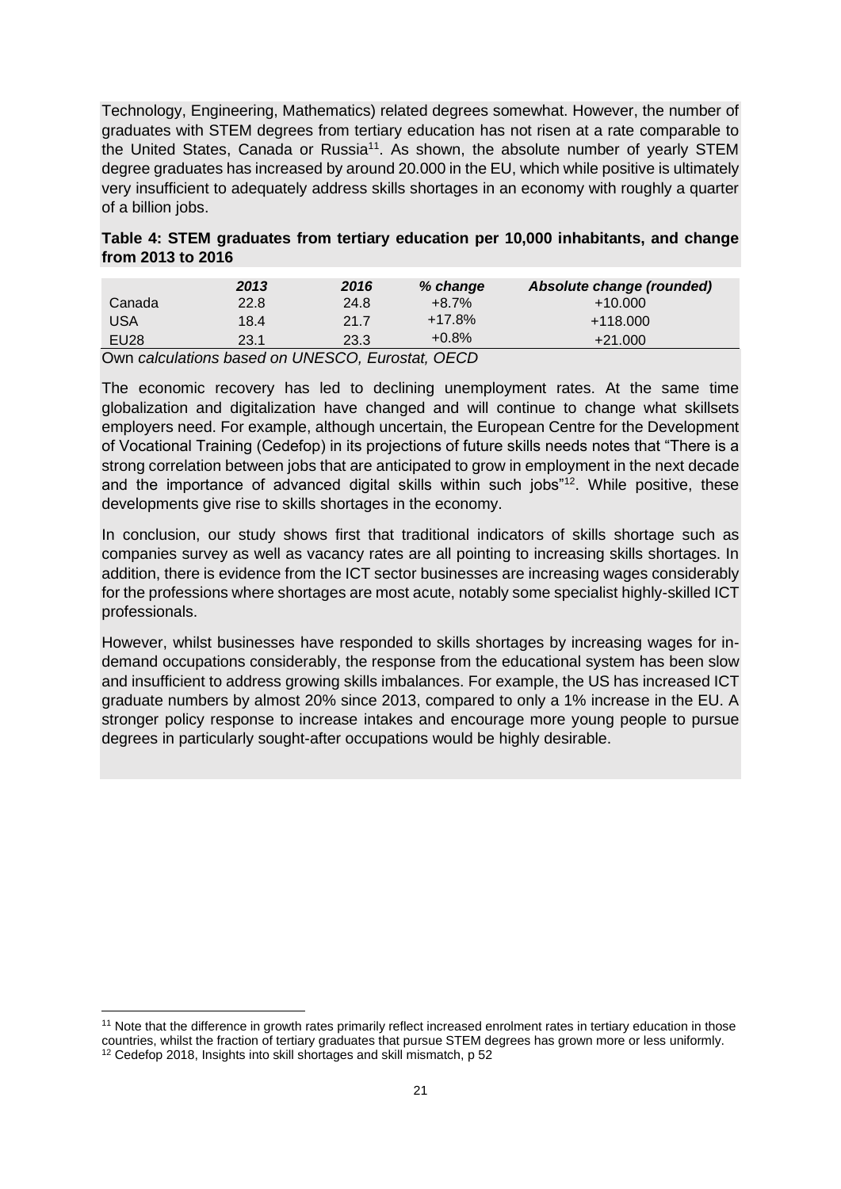Technology, Engineering, Mathematics) related degrees somewhat. However, the number of graduates with STEM degrees from tertiary education has not risen at a rate comparable to the United States, Canada or Russia[11]. As shown, the absolute number of yearly STEM degree graduates has increased by around 20.000 in the EU, which while positive is ultimately very insufficient to adequately address skills shortages in an economy with roughly a quarter of a billion jobs.

**Table 4: STEM graduates from tertiary education per 10,000 inhabitants, and change from 2013 to 2016**

| | *2013* | *2016* | *% change* | *Absolute change (rounded)* |
|---|---|---|---|---|
| Canada | 22.8 | 24.8 | +8.7% | +10.000 |
| USA | 18.4 | 21.7 | +17.8% | +118.000 |
| EU28 | 23.1 | 23.3 | +0.8% | +21.000 |

Own *calculations based on UNESCO, Eurostat, OECD*

The economic recovery has led to declining unemployment rates. At the same time globalization and digitalization have changed and will continue to change what skillsets employers need. For example, although uncertain, the European Centre for the Development of Vocational Training (Cedefop) in its projections of future skills needs notes that "There is a strong correlation between jobs that are anticipated to grow in employment in the next decade and the importance of advanced digital skills within such jobs"[12]. While positive, these developments give rise to skills shortages in the economy.

In conclusion, our study shows first that traditional indicators of skills shortage such as companies survey as well as vacancy rates are all pointing to increasing skills shortages. In addition, there is evidence from the ICT sector businesses are increasing wages considerably for the professions where shortages are most acute, notably some specialist highly-skilled ICT professionals.

However, whilst businesses have responded to skills shortages by increasing wages for in-demand occupations considerably, the response from the educational system has been slow and insufficient to address growing skills imbalances. For example, the US has increased ICT graduate numbers by almost 20% since 2013, compared to only a 1% increase in the EU. A stronger policy response to increase intakes and encourage more young people to pursue degrees in particularly sought-after occupations would be highly desirable.

[11] Note that the difference in growth rates primarily reflect increased enrolment rates in tertiary education in those countries, whilst the fraction of tertiary graduates that pursue STEM degrees has grown more or less uniformly.

[12] Cedefop 2018, Insights into skill shortages and skill mismatch, p 52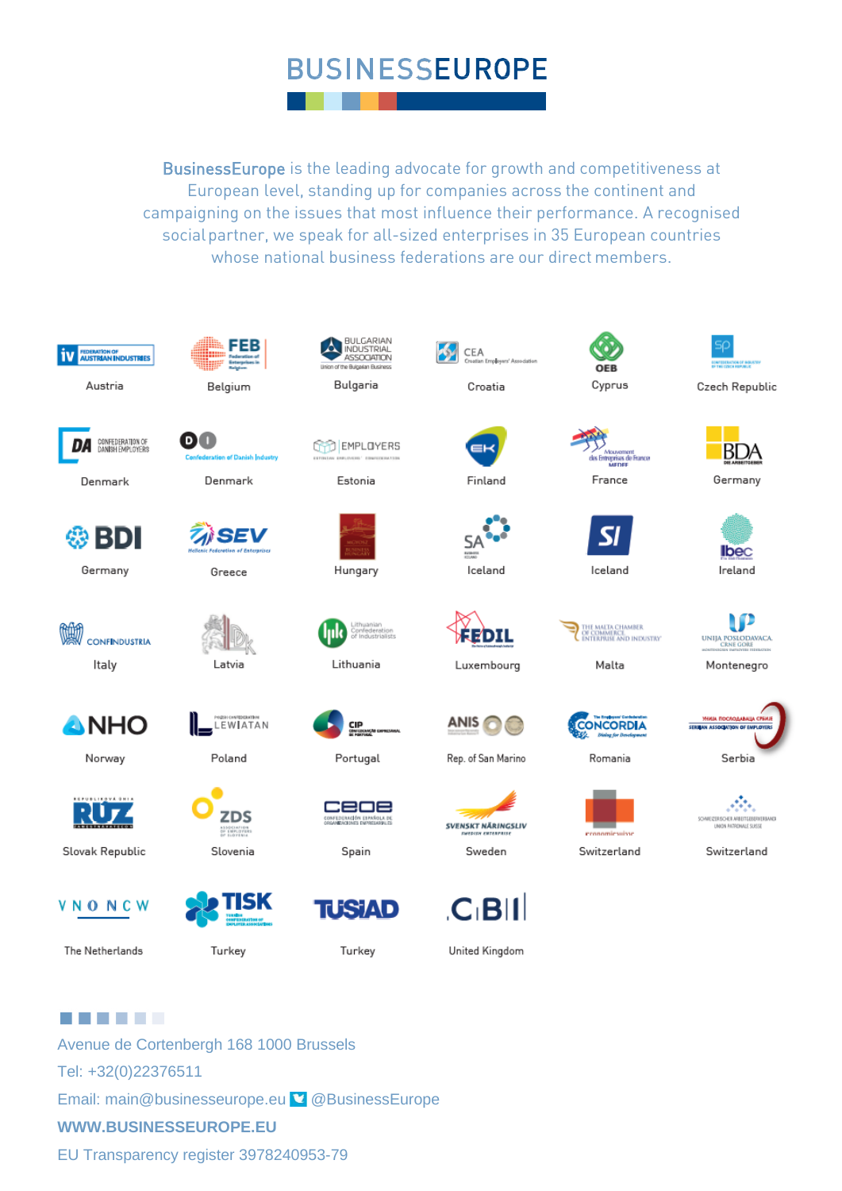# BUSINESSEUROPE

BusinessEurope is the leading advocate for growth and competitiveness at European level, standing up for companies across the continent and campaigning on the issues that most influence their performance. A recognised social partner, we speak for all-sized enterprises in 35 European countries whose national business federations are our direct members.

Austria

Belgium

Bulgaria

Croatia

Cyprus

Czech Republic

Denmark

Denmark

Estonia

Finland

France

Germany

Germany

Greece

Hungary

Iceland

Iceland

Ireland

Italy

Latvia

Lithuania

Luxembourg

Malta

Montenegro

Norway

Poland

Portugal

Rep. of San Marino

Romania

Serbia

Slovak Republic

Slovenia

Spain

Sweden

Switzerland

Switzerland

The Netherlands

Turkey

Turkey

United Kingdom

Avenue de Cortenbergh 168 1000 Brussels

Tel: +32(0)22376511

Email: main@businesseurope.eu @BusinessEurope

**WWW.BUSINESSEUROPE.EU**

EU Transparency register 3978240953-79